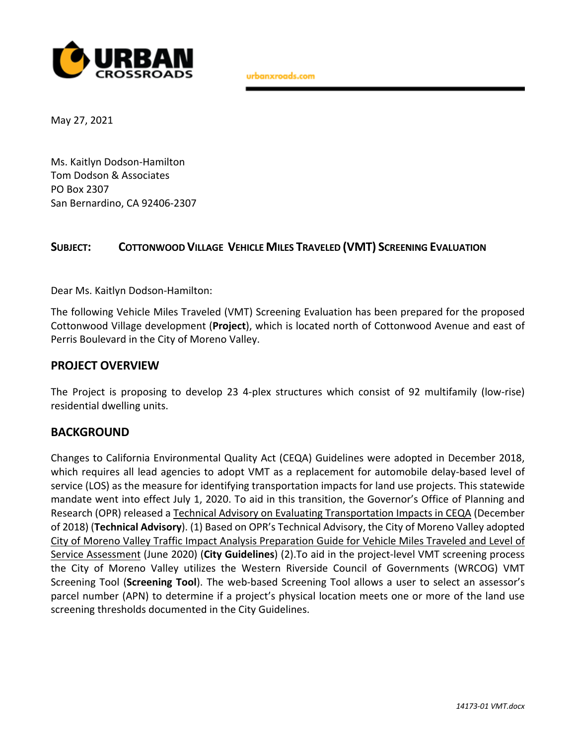URBAN CROSSROADS

urbanxroads.com

May 27, 2021

Ms. Kaitlyn Dodson-Hamilton
Tom Dodson & Associates
PO Box 2307
San Bernardino, CA 92406-2307

**SUBJECT: COTTONWOOD VILLAGE VEHICLE MILES TRAVELED (VMT) SCREENING EVALUATION**

Dear Ms. Kaitlyn Dodson-Hamilton:

The following Vehicle Miles Traveled (VMT) Screening Evaluation has been prepared for the proposed Cottonwood Village development (**Project**), which is located north of Cottonwood Avenue and east of Perris Boulevard in the City of Moreno Valley.

## PROJECT OVERVIEW

The Project is proposing to develop 23 4-plex structures which consist of 92 multifamily (low-rise) residential dwelling units.

## BACKGROUND

Changes to California Environmental Quality Act (CEQA) Guidelines were adopted in December 2018, which requires all lead agencies to adopt VMT as a replacement for automobile delay-based level of service (LOS) as the measure for identifying transportation impacts for land use projects. This statewide mandate went into effect July 1, 2020. To aid in this transition, the Governor's Office of Planning and Research (OPR) released a Technical Advisory on Evaluating Transportation Impacts in CEQA (December of 2018) (**Technical Advisory**). (1) Based on OPR's Technical Advisory, the City of Moreno Valley adopted City of Moreno Valley Traffic Impact Analysis Preparation Guide for Vehicle Miles Traveled and Level of Service Assessment (June 2020) (**City Guidelines**) (2).To aid in the project-level VMT screening process the City of Moreno Valley utilizes the Western Riverside Council of Governments (WRCOG) VMT Screening Tool (**Screening Tool**). The web-based Screening Tool allows a user to select an assessor's parcel number (APN) to determine if a project's physical location meets one or more of the land use screening thresholds documented in the City Guidelines.

*14173-01 VMT.docx*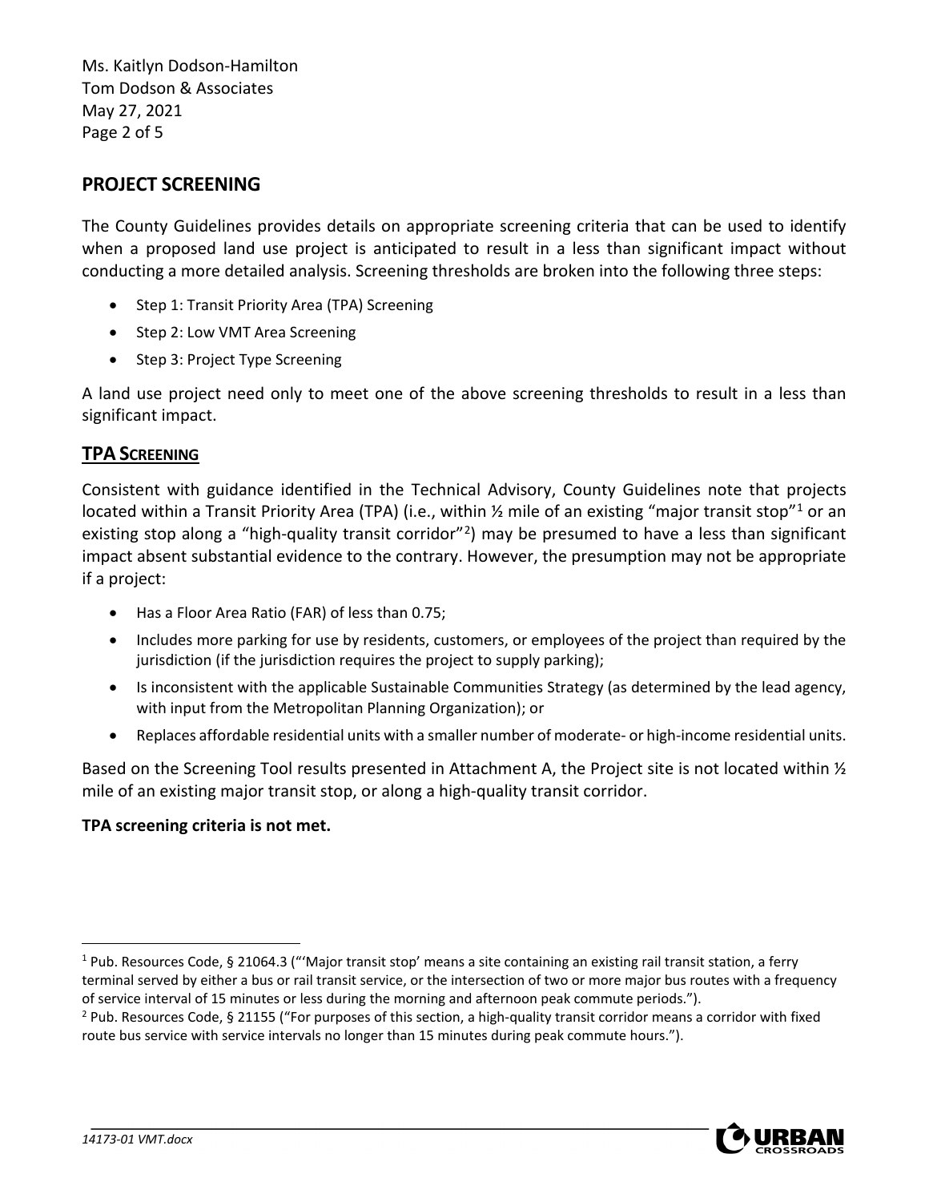## PROJECT SCREENING

The County Guidelines provides details on appropriate screening criteria that can be used to identify when a proposed land use project is anticipated to result in a less than significant impact without conducting a more detailed analysis. Screening thresholds are broken into the following three steps:

- Step 1: Transit Priority Area (TPA) Screening
- Step 2: Low VMT Area Screening
- Step 3: Project Type Screening

A land use project need only to meet one of the above screening thresholds to result in a less than significant impact.

### TPA SCREENING

Consistent with guidance identified in the Technical Advisory, County Guidelines note that projects located within a Transit Priority Area (TPA) (i.e., within ½ mile of an existing "major transit stop"[1] or an existing stop along a "high-quality transit corridor"[2]) may be presumed to have a less than significant impact absent substantial evidence to the contrary. However, the presumption may not be appropriate if a project:

- Has a Floor Area Ratio (FAR) of less than 0.75;
- Includes more parking for use by residents, customers, or employees of the project than required by the jurisdiction (if the jurisdiction requires the project to supply parking);
- Is inconsistent with the applicable Sustainable Communities Strategy (as determined by the lead agency, with input from the Metropolitan Planning Organization); or
- Replaces affordable residential units with a smaller number of moderate- or high-income residential units.

Based on the Screening Tool results presented in Attachment A, the Project site is not located within ½ mile of an existing major transit stop, or along a high-quality transit corridor.

**TPA screening criteria is not met.**

---

[1] Pub. Resources Code, § 21064.3 ("'Major transit stop' means a site containing an existing rail transit station, a ferry terminal served by either a bus or rail transit service, or the intersection of two or more major bus routes with a frequency of service interval of 15 minutes or less during the morning and afternoon peak commute periods.").

[2] Pub. Resources Code, § 21155 ("For purposes of this section, a high-quality transit corridor means a corridor with fixed route bus service with service intervals no longer than 15 minutes during peak commute hours.").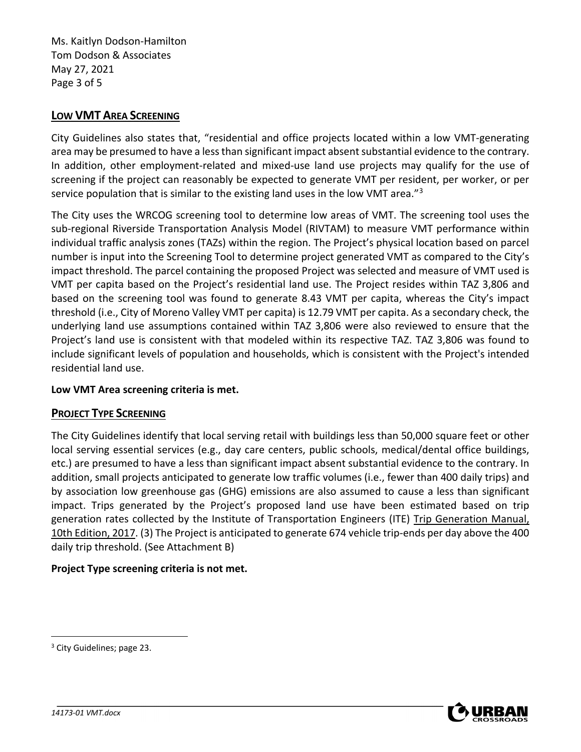## LOW VMT AREA SCREENING

City Guidelines also states that, "residential and office projects located within a low VMT-generating area may be presumed to have a less than significant impact absent substantial evidence to the contrary. In addition, other employment-related and mixed-use land use projects may qualify for the use of screening if the project can reasonably be expected to generate VMT per resident, per worker, or per service population that is similar to the existing land uses in the low VMT area."[3]

The City uses the WRCOG screening tool to determine low areas of VMT. The screening tool uses the sub-regional Riverside Transportation Analysis Model (RIVTAM) to measure VMT performance within individual traffic analysis zones (TAZs) within the region. The Project's physical location based on parcel number is input into the Screening Tool to determine project generated VMT as compared to the City's impact threshold. The parcel containing the proposed Project was selected and measure of VMT used is VMT per capita based on the Project's residential land use. The Project resides within TAZ 3,806 and based on the screening tool was found to generate 8.43 VMT per capita, whereas the City's impact threshold (i.e., City of Moreno Valley VMT per capita) is 12.79 VMT per capita. As a secondary check, the underlying land use assumptions contained within TAZ 3,806 were also reviewed to ensure that the Project's land use is consistent with that modeled within its respective TAZ. TAZ 3,806 was found to include significant levels of population and households, which is consistent with the Project's intended residential land use.

**Low VMT Area screening criteria is met.**

## PROJECT TYPE SCREENING

The City Guidelines identify that local serving retail with buildings less than 50,000 square feet or other local serving essential services (e.g., day care centers, public schools, medical/dental office buildings, etc.) are presumed to have a less than significant impact absent substantial evidence to the contrary. In addition, small projects anticipated to generate low traffic volumes (i.e., fewer than 400 daily trips) and by association low greenhouse gas (GHG) emissions are also assumed to cause a less than significant impact. Trips generated by the Project's proposed land use have been estimated based on trip generation rates collected by the Institute of Transportation Engineers (ITE) Trip Generation Manual, 10th Edition, 2017. (3) The Project is anticipated to generate 674 vehicle trip-ends per day above the 400 daily trip threshold. (See Attachment B)

**Project Type screening criteria is not met.**

---

[3] City Guidelines; page 23.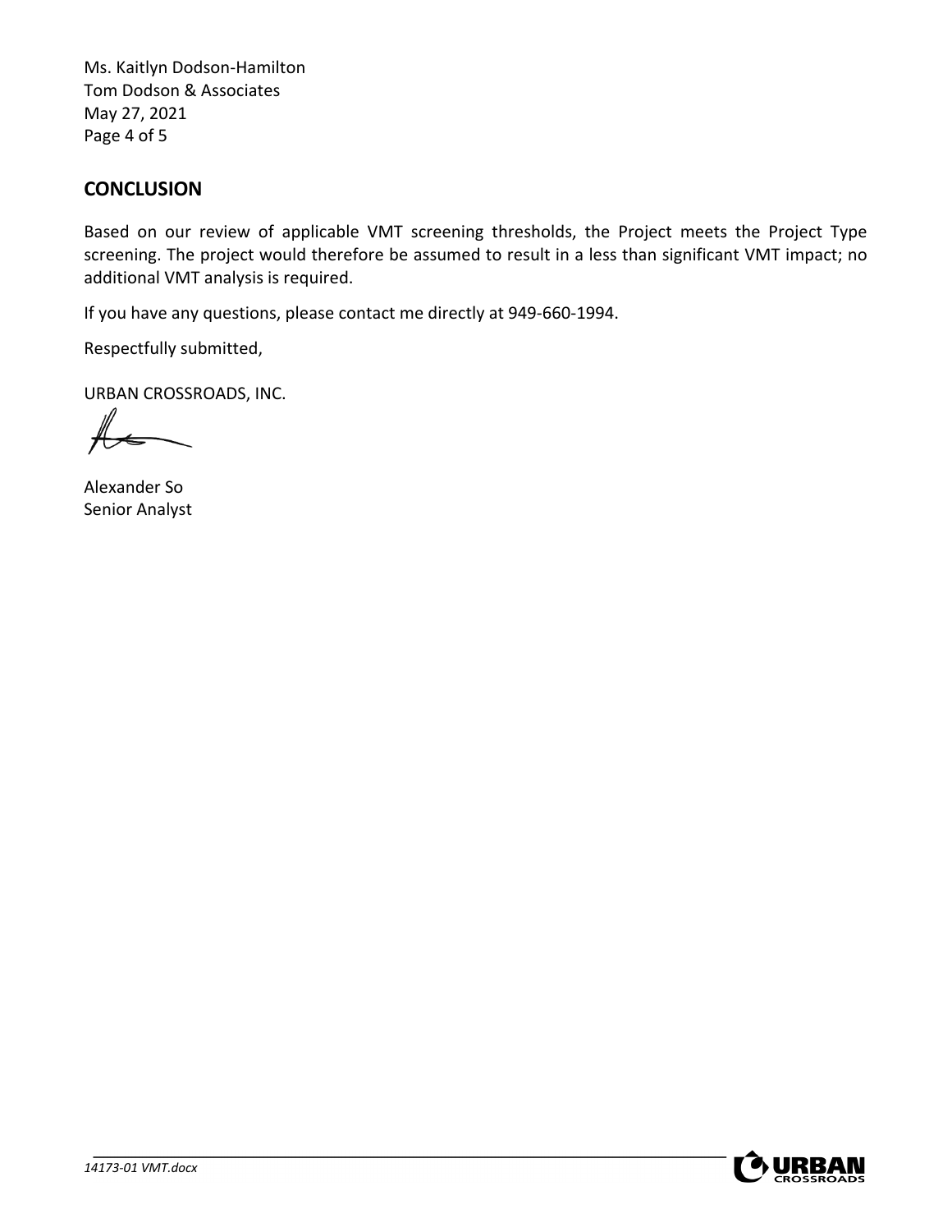## CONCLUSION

Based on our review of applicable VMT screening thresholds, the Project meets the Project Type screening. The project would therefore be assumed to result in a less than significant VMT impact; no additional VMT analysis is required.

If you have any questions, please contact me directly at 949-660-1994.

Respectfully submitted,

URBAN CROSSROADS, INC.

Alexander So
Senior Analyst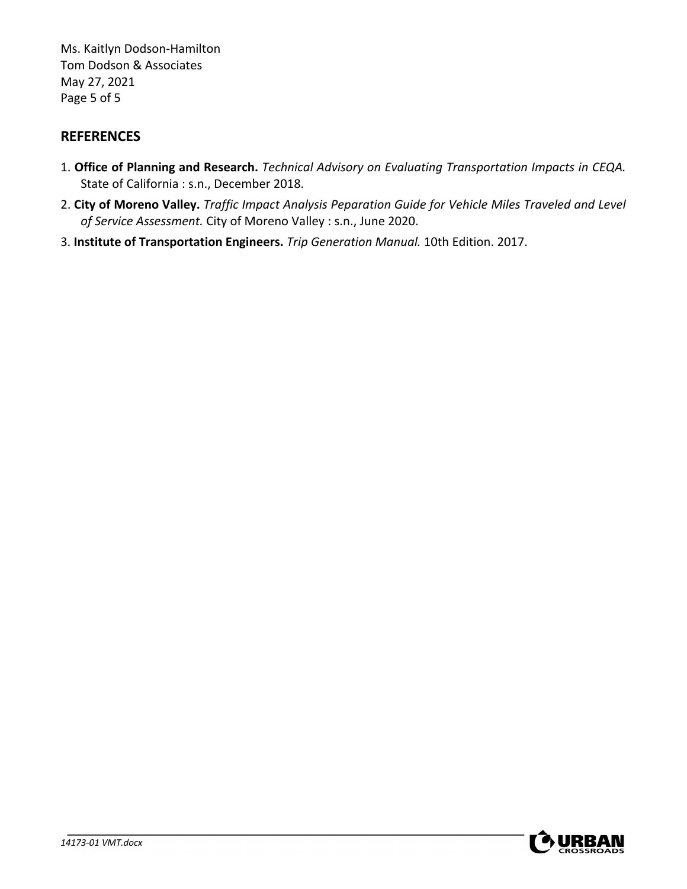## REFERENCES

1. **Office of Planning and Research.** *Technical Advisory on Evaluating Transportation Impacts in CEQA.* State of California : s.n., December 2018.
2. **City of Moreno Valley.** *Traffic Impact Analysis Peparation Guide for Vehicle Miles Traveled and Level of Service Assessment.* City of Moreno Valley : s.n., June 2020.
3. **Institute of Transportation Engineers.** *Trip Generation Manual.* 10th Edition. 2017.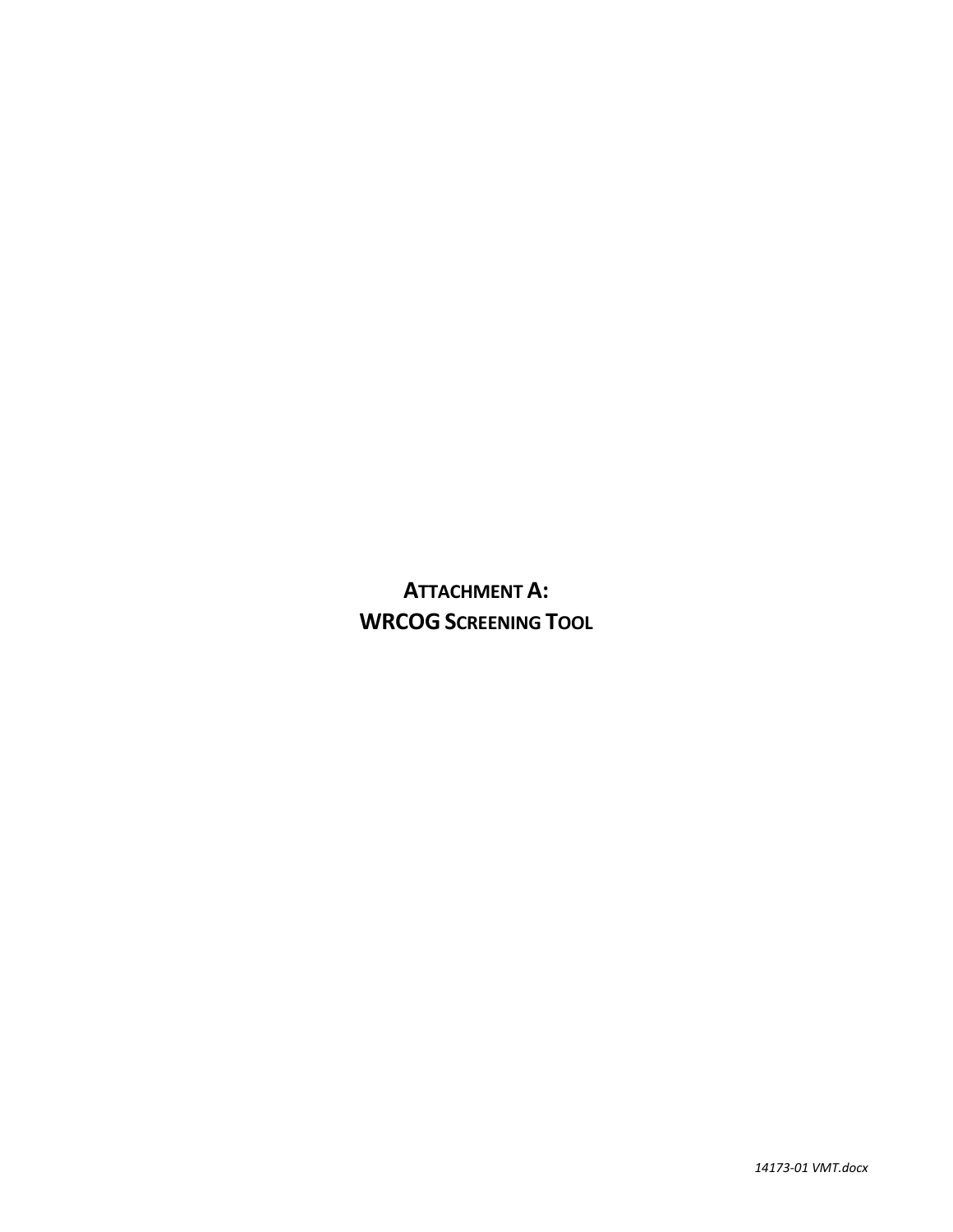# ATTACHMENT A: WRCOG SCREENING TOOL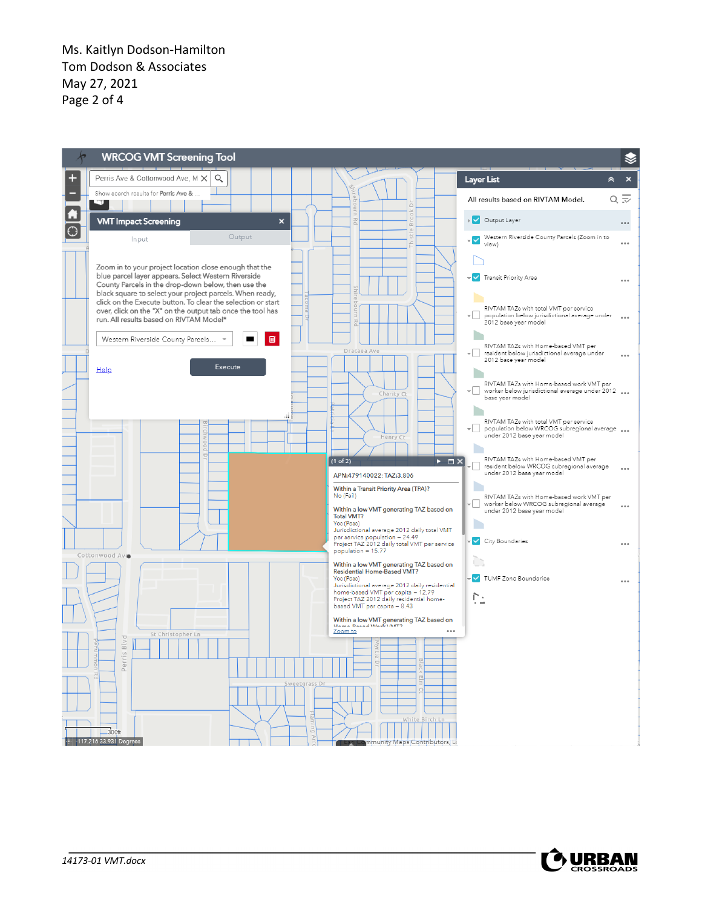**WRCOG VMT Screening Tool**

Perris Ave & Cottonwood Ave, M

Show search results for Perris Ave & ...

**VMT Impact Screening**

Input | Output

Zoom in to your project location close enough that the blue parcel layer appears. Select Western Riverside County Parcels in the drop-down below, then use the black square to select your project parcels. When ready, click on the Execute button. To clear the selection or start over, click on the "X" on the output tab once the tool has run. All results based on RIVTAM Model*

Western Riverside County Parcels...

Help

Execute

(1 of 2)

APN:479140022; TAZ:3,806

Within a Transit Priority Area (TPA)?
No (Fail)

Within a low VMT generating TAZ based on Total VMT?
Yes (Pass)
Jurisdictional average 2012 daily total VMT per service population = 24.49
Project TAZ 2012 daily total VMT per service population = 15.77

Within a low VMT generating TAZ based on Residential Home-Based VMT?
Yes (Pass)
Jurisdictional average 2012 daily residential home-based VMT per capita = 12.79
Project TAZ 2012 daily residential home-based VMT per capita = 8.43

Within a low VMT generating TAZ based on Home-Based Work VMT?

Zoom to

**Layer List**

All results based on RIVTAM Model.

- Output Layer
- Western Riverside County Parcels (Zoom in to view)
- Transit Priority Area
- RIVTAM TAZs with total VMT per service population below jurisdictional average under 2012 base year model
- RIVTAM TAZs with Home-based VMT per resident below jurisdictional average under 2012 base year model
- RIVTAM TAZs with Home-based work VMT per worker below jurisdictional average under 2012 base year model
- RIVTAM TAZs with total VMT per service population below WRCOG subregional average under 2012 base year model
- RIVTAM TAZs with Home-based VMT per resident below WRCOG subregional average under 2012 base year model
- RIVTAM TAZs with Home-based work VMT per worker below WRCOG subregional average under 2012 base year model
- City Boundaries
- TUMF Zone Boundaries

300ft

-117.216 33.931 Degrees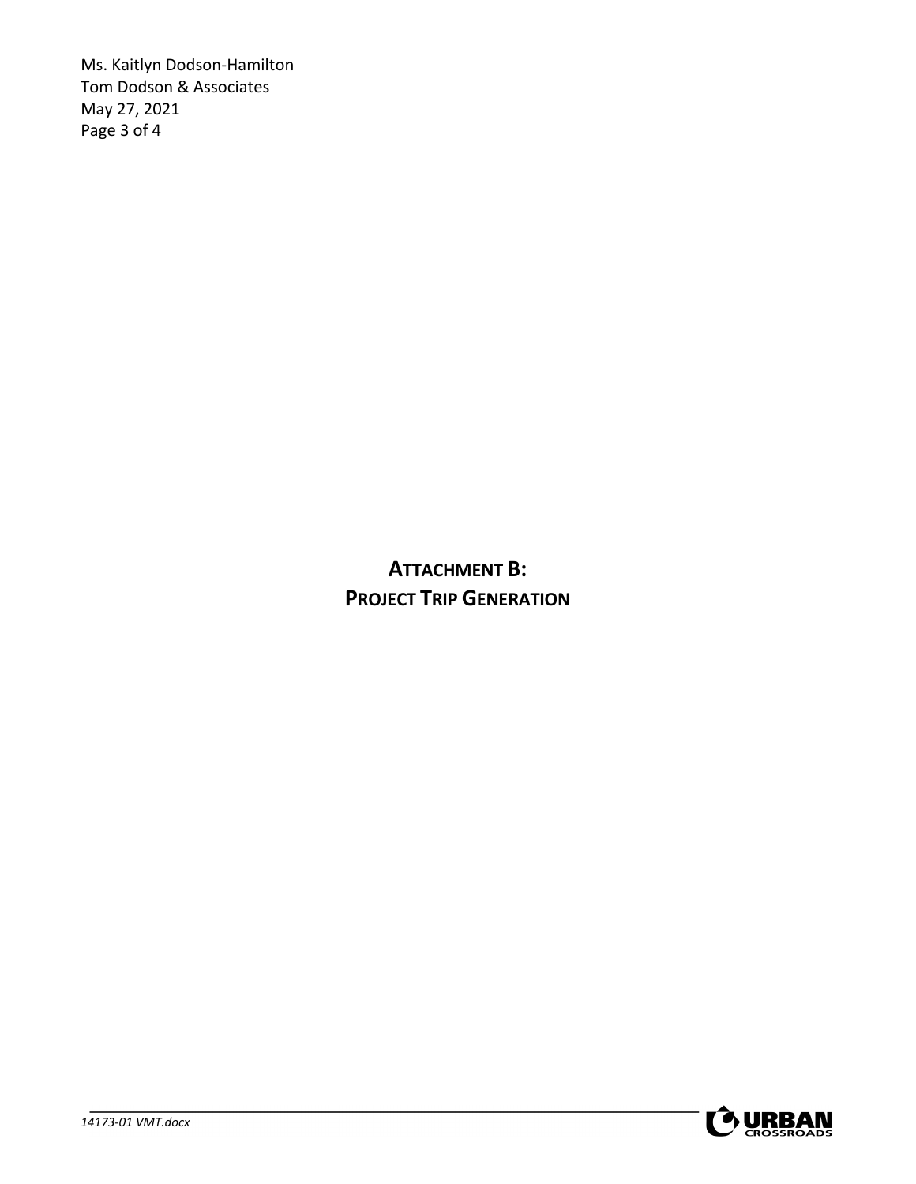# ATTACHMENT B:
# PROJECT TRIP GENERATION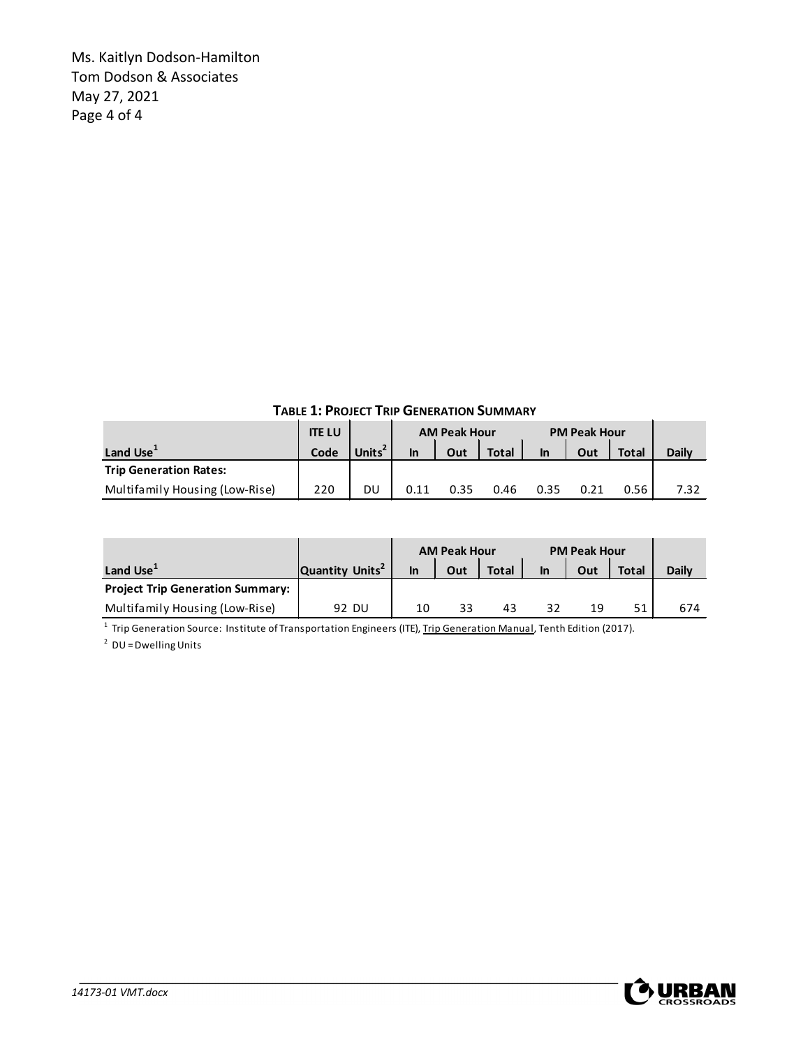Ms. Kaitlyn Dodson-Hamilton
Tom Dodson & Associates
May 27, 2021

**TABLE 1: PROJECT TRIP GENERATION SUMMARY**

| Land Use[1] | ITE LU Code | Units[2] | AM Peak Hour In | AM Peak Hour Out | AM Peak Hour Total | PM Peak Hour In | PM Peak Hour Out | PM Peak Hour Total | Daily |
|---|---|---|---|---|---|---|---|---|---|
| **Trip Generation Rates:** | | | | | | | | | |
| Multifamily Housing (Low-Rise) | 220 | DU | 0.11 | 0.35 | 0.46 | 0.35 | 0.21 | 0.56 | 7.32 |

| Land Use[1] | Quantity | Units[2] | AM Peak Hour In | AM Peak Hour Out | AM Peak Hour Total | PM Peak Hour In | PM Peak Hour Out | PM Peak Hour Total | Daily |
|---|---|---|---|---|---|---|---|---|---|
| **Project Trip Generation Summary:** | | | | | | | | | |
| Multifamily Housing (Low-Rise) | 92 | DU | 10 | 33 | 43 | 32 | 19 | 51 | 674 |

[1] Trip Generation Source: Institute of Transportation Engineers (ITE), Trip Generation Manual, Tenth Edition (2017).

[2] DU = Dwelling Units

*14173-01 VMT.docx*